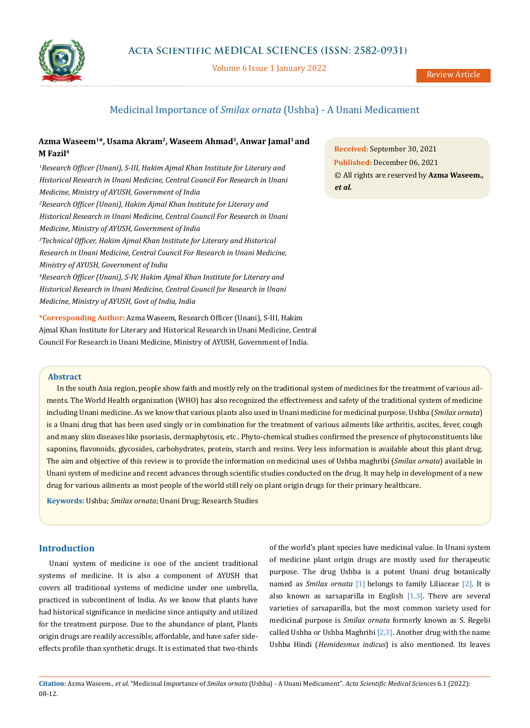Review Article

# Medicinal Importance of *Smilax ornata* (Ushba) - A Unani Medicament

**Azma Waseem[1]\*, Usama Akram[2], Waseem Ahmad[3], Anwar Jamal[1] and M Fazil[4]**

[1] *Research Officer (Unani), S-III, Hakim Ajmal Khan Institute for Literary and Historical Research in Unani Medicine, Central Council For Research in Unani Medicine, Ministry of AYUSH, Government of India*

[2] *Research Officer (Unani), Hakim Ajmal Khan Institute for Literary and Historical Research in Unani Medicine, Central Council For Research in Unani Medicine, Ministry of AYUSH, Government of India*

[3] *Technical Officer, Hakim Ajmal Khan Institute for Literary and Historical Research in Unani Medicine, Central Council For Research in Unani Medicine, Ministry of AYUSH, Government of India*

[4] *Research Officer (Unani), S-IV, Hakim Ajmal Khan Institute for Literary and Historical Research in Unani Medicine, Central Council for Research in Unani Medicine, Ministry of AYUSH, Govt of India, India*

**\*Corresponding Author:** Azma Waseem, Research Officer (Unani), S-III, Hakim Ajmal Khan Institute for Literary and Historical Research in Unani Medicine, Central Council For Research in Unani Medicine, Ministry of AYUSH, Government of India.

**Received:** September 30, 2021
**Published:** December 06, 2021
© All rights are reserved by **Azma Waseem., *et al.***

## Abstract

In the south Asia region, people show faith and mostly rely on the traditional system of medicines for the treatment of various ailments. The World Health organization (WHO) has also recognized the effectiveness and safety of the traditional system of medicine including Unani medicine. As we know that various plants also used in Unani medicine for medicinal purpose. Ushba (*Smilax ornata*) is a Unani drug that has been used singly or in combination for the treatment of various ailments like arthritis, ascites, fever, cough and many skin diseases like psoriasis, dermaphytosis, etc.. Phyto-chemical studies confirmed the presence of phytoconstituents like saponins, flavonoids, glycosides, carbohydrates, protein, starch and resins. Very less information is available about this plant drug. The aim and objective of this review is to provide the information on medicinal uses of Ushba maghribi (*Smilax ornata*) available in Unani system of medicine and recent advances through scientific studies conducted on the drug. It may help in development of a new drug for various ailments as most people of the world still rely on plant origin drugs for their primary healthcare.

**Keywords:** Ushba; *Smilax ornata*; Unani Drug; Research Studies

## Introduction

Unani system of medicine is one of the ancient traditional systems of medicine. It is also a component of AYUSH that covers all traditional systems of medicine under one umbrella, practiced in subcontinent of India. As we know that plants have had historical significance in medicine since antiquity and utilized for the treatment purpose. Due to the abundance of plant, Plants origin drugs are readily accessible, affordable, and have safer side-effects profile than synthetic drugs. It is estimated that two-thirds of the world's plant species have medicinal value. In Unani system of medicine plant origin drugs are mostly used for therapeutic purpose. The drug Ushba is a potent Unani drug botanically named as *Smilax ornata* [1] belongs to family Liliaceae [2]. It is also known as sarsaparilla in English [1,3]. There are several varieties of sarsaparilla, but the most common variety used for medicinal purpose is *Smilax ornata* formerly known as S. Regelii called Ushba or Ushba Maghribi [2,3]. Another drug with the name Ushba Hindi (*Hemidesmus indicus*) is also mentioned. Its leaves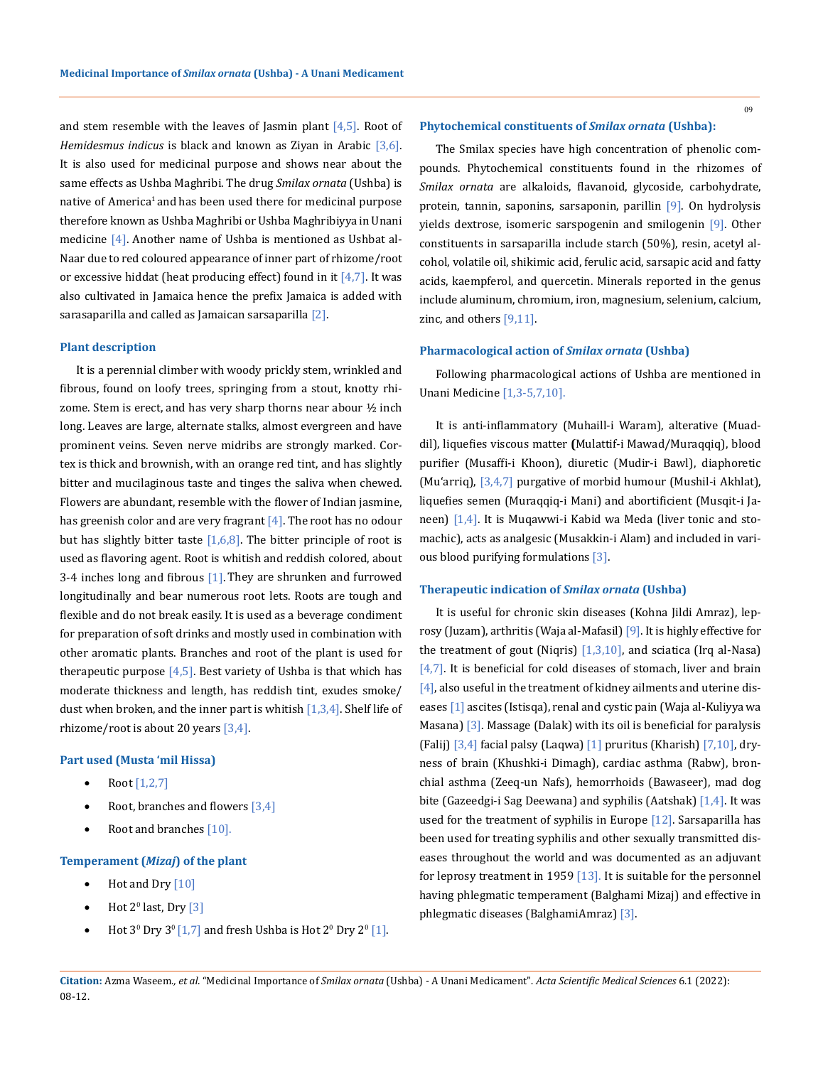and stem resemble with the leaves of Jasmin plant [4,5]. Root of *Hemidesmus indicus* is black and known as Ziyan in Arabic [3,6]. It is also used for medicinal purpose and shows near about the same effects as Ushba Maghribi. The drug *Smilax ornata* (Ushba) is native of America[1] and has been used there for medicinal purpose therefore known as Ushba Maghribi or Ushba Maghribiyya in Unani medicine [4]. Another name of Ushba is mentioned as Ushbat al-Naar due to red coloured appearance of inner part of rhizome/root or excessive hiddat (heat producing effect) found in it [4,7]. It was also cultivated in Jamaica hence the prefix Jamaica is added with sarasaparilla and called as Jamaican sarsaparilla [2].

### Plant description

It is a perennial climber with woody prickly stem, wrinkled and fibrous, found on loofy trees, springing from a stout, knotty rhizome. Stem is erect, and has very sharp thorns near abour ½ inch long. Leaves are large, alternate stalks, almost evergreen and have prominent veins. Seven nerve midribs are strongly marked. Cortex is thick and brownish, with an orange red tint, and has slightly bitter and mucilaginous taste and tinges the saliva when chewed. Flowers are abundant, resemble with the flower of Indian jasmine, has greenish color and are very fragrant [4]. The root has no odour but has slightly bitter taste [1,6,8]. The bitter principle of root is used as flavoring agent. Root is whitish and reddish colored, about 3-4 inches long and fibrous [1]. They are shrunken and furrowed longitudinally and bear numerous root lets. Roots are tough and flexible and do not break easily. It is used as a beverage condiment for preparation of soft drinks and mostly used in combination with other aromatic plants. Branches and root of the plant is used for therapeutic purpose [4,5]. Best variety of Ushba is that which has moderate thickness and length, has reddish tint, exudes smoke/dust when broken, and the inner part is whitish [1,3,4]. Shelf life of rhizome/root is about 20 years [3,4].

### Part used (Musta 'mil Hissa)

- Root [1,2,7]
- Root, branches and flowers [3,4]
- Root and branches [10].

### Temperament (*Mizaj*) of the plant

- Hot and Dry [10]
- Hot $2^0$ last, Dry [3]
- Hot $3^0$ Dry $3^0$ [1,7] and fresh Ushba is Hot $2^0$ Dry $2^0$ [1].

### Phytochemical constituents of *Smilax ornata* (Ushba):

The Smilax species have high concentration of phenolic compounds. Phytochemical constituents found in the rhizomes of *Smilax ornata* are alkaloids, flavanoid, glycoside, carbohydrate, protein, tannin, saponins, sarsaponin, parillin [9]. On hydrolysis yields dextrose, isomeric sarspogenin and smilogenin [9]. Other constituents in sarsaparilla include starch (50%), resin, acetyl alcohol, volatile oil, shikimic acid, ferulic acid, sarsapic acid and fatty acids, kaempferol, and quercetin. Minerals reported in the genus include aluminum, chromium, iron, magnesium, selenium, calcium, zinc, and others [9,11].

### Pharmacological action of *Smilax ornata* (Ushba)

Following pharmacological actions of Ushba are mentioned in Unani Medicine [1,3-5,7,10].

It is anti-inflammatory (Muhaill-i Waram), alterative (Muaddil), liquefies viscous matter **(**Mulattif-i Mawad/Muraqqiq), blood purifier (Musaffi-i Khoon), diuretic (Mudir-i Bawl), diaphoretic (Mu'arriq), [3,4,7] purgative of morbid humour (Mushil-i Akhlat), liquefies semen (Muraqqiq-i Mani) and abortificient (Musqit-i Janeen) [1,4]. It is Muqawwi-i Kabid wa Meda (liver tonic and stomachic), acts as analgesic (Musakkin-i Alam) and included in various blood purifying formulations [3].

### Therapeutic indication of *Smilax ornata* (Ushba)

It is useful for chronic skin diseases (Kohna Jildi Amraz), leprosy (Juzam), arthritis (Waja al-Mafasil) [9]. It is highly effective for the treatment of gout (Niqris) [1,3,10], and sciatica (Irq al-Nasa) [4,7]. It is beneficial for cold diseases of stomach, liver and brain [4], also useful in the treatment of kidney ailments and uterine diseases [1] ascites (Istisqa), renal and cystic pain (Waja al-Kuliyya wa Masana) [3]. Massage (Dalak) with its oil is beneficial for paralysis (Falij) [3,4] facial palsy (Laqwa) [1] pruritus (Kharish) [7,10], dryness of brain (Khushki-i Dimagh), cardiac asthma (Rabw), bronchial asthma (Zeeq-un Nafs), hemorrhoids (Bawaseer), mad dog bite (Gazeedgi-i Sag Deewana) and syphilis (Aatshak) [1,4]. It was used for the treatment of syphilis in Europe [12]. Sarsaparilla has been used for treating syphilis and other sexually transmitted diseases throughout the world and was documented as an adjuvant for leprosy treatment in 1959 [13]. It is suitable for the personnel having phlegmatic temperament (Balghami Mizaj) and effective in phlegmatic diseases (BalghamiAmraz) [3].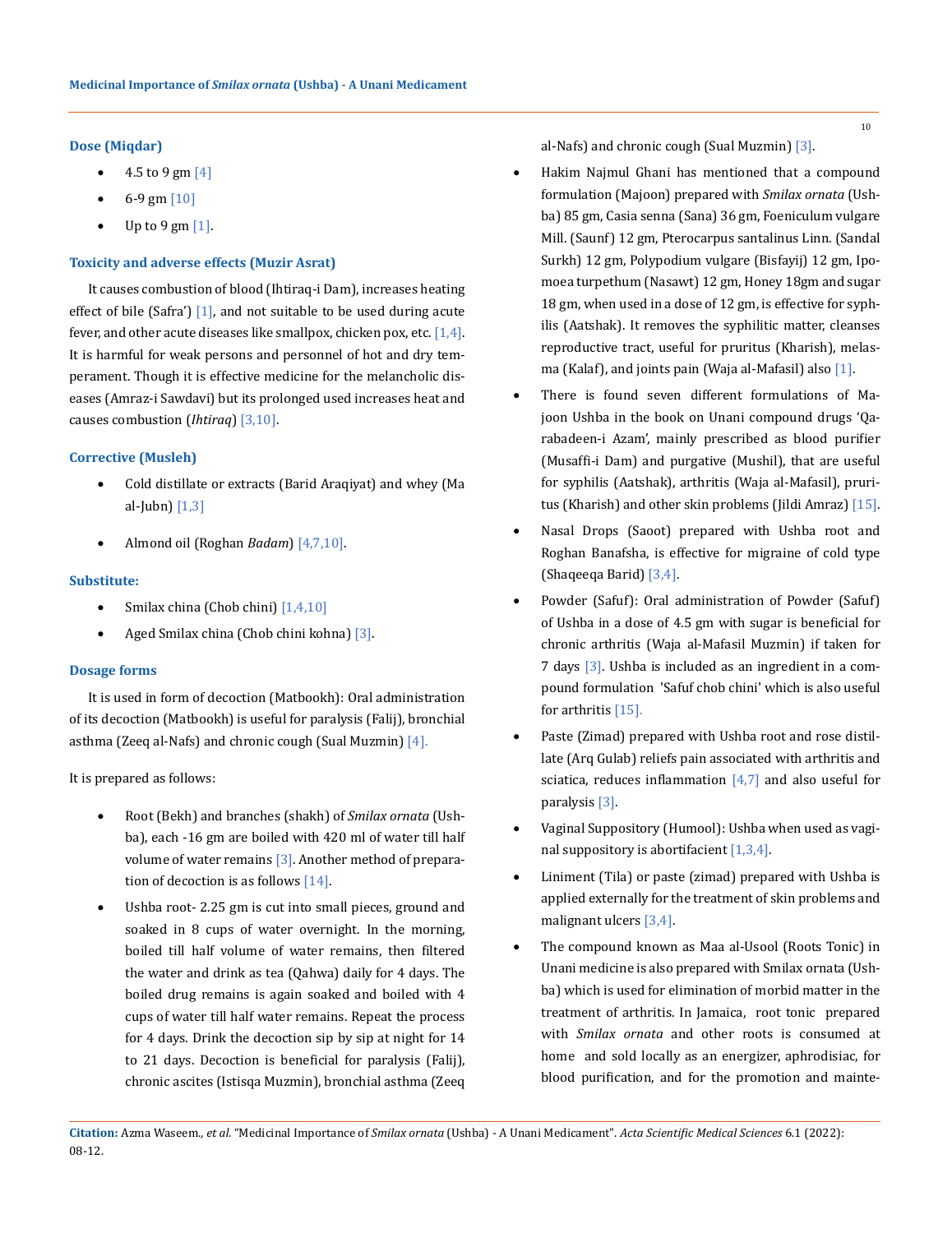### Dose (Miqdar)

- 4.5 to 9 gm [4]
- 6-9 gm [10]
- Up to 9 gm [1].

### Toxicity and adverse effects (Muzir Asrat)

It causes combustion of blood (Ihtiraq-i Dam), increases heating effect of bile (Safra') [1], and not suitable to be used during acute fever, and other acute diseases like smallpox, chicken pox, etc. [1,4]. It is harmful for weak persons and personnel of hot and dry temperament. Though it is effective medicine for the melancholic diseases (Amraz-i Sawdavi) but its prolonged used increases heat and causes combustion (*Ihtiraq*) [3,10].

### Corrective (Musleh)

- Cold distillate or extracts (Barid Araqiyat) and whey (Ma al-Jubn) [1,3]
- Almond oil (Roghan *Badam*) [4,7,10].

### Substitute:

- Smilax china (Chob chini) [1,4,10]
- Aged Smilax china (Chob chini kohna) [3].

### Dosage forms

It is used in form of decoction (Matbookh): Oral administration of its decoction (Matbookh) is useful for paralysis (Falij), bronchial asthma (Zeeq al-Nafs) and chronic cough (Sual Muzmin) [4].

It is prepared as follows:

- Root (Bekh) and branches (shakh) of *Smilax ornata* (Ushba), each -16 gm are boiled with 420 ml of water till half volume of water remains [3]. Another method of preparation of decoction is as follows [14].
- Ushba root- 2.25 gm is cut into small pieces, ground and soaked in 8 cups of water overnight. In the morning, boiled till half volume of water remains, then filtered the water and drink as tea (Qahwa) daily for 4 days. The boiled drug remains is again soaked and boiled with 4 cups of water till half water remains. Repeat the process for 4 days. Drink the decoction sip by sip at night for 14 to 21 days. Decoction is beneficial for paralysis (Falij), chronic ascites (Istisqa Muzmin), bronchial asthma (Zeeq al-Nafs) and chronic cough (Sual Muzmin) [3].
- Hakim Najmul Ghani has mentioned that a compound formulation (Majoon) prepared with *Smilax ornata* (Ushba) 85 gm, Casia senna (Sana) 36 gm, Foeniculum vulgare Mill. (Saunf) 12 gm, Pterocarpus santalinus Linn. (Sandal Surkh) 12 gm, Polypodium vulgare (Bisfayij) 12 gm, Ipomoea turpethum (Nasawt) 12 gm, Honey 18gm and sugar 18 gm, when used in a dose of 12 gm, is effective for syphilis (Aatshak). It removes the syphilitic matter, cleanses reproductive tract, useful for pruritus (Kharish), melasma (Kalaf), and joints pain (Waja al-Mafasil) also [1].
- There is found seven different formulations of Majoon Ushba in the book on Unani compound drugs 'Qarabadeen-i Azam', mainly prescribed as blood purifier (Musaffi-i Dam) and purgative (Mushil), that are useful for syphilis (Aatshak), arthritis (Waja al-Mafasil), pruritus (Kharish) and other skin problems (Jildi Amraz) [15].
- Nasal Drops (Saoot) prepared with Ushba root and Roghan Banafsha, is effective for migraine of cold type (Shaqeeqa Barid) [3,4].
- Powder (Safuf): Oral administration of Powder (Safuf) of Ushba in a dose of 4.5 gm with sugar is beneficial for chronic arthritis (Waja al-Mafasil Muzmin) if taken for 7 days [3]. Ushba is included as an ingredient in a compound formulation 'Safuf chob chini' which is also useful for arthritis [15].
- Paste (Zimad) prepared with Ushba root and rose distillate (Arq Gulab) reliefs pain associated with arthritis and sciatica, reduces inflammation [4,7] and also useful for paralysis [3].
- Vaginal Suppository (Humool): Ushba when used as vaginal suppository is abortifacient [1,3,4].
- Liniment (Tila) or paste (zimad) prepared with Ushba is applied externally for the treatment of skin problems and malignant ulcers [3,4].
- The compound known as Maa al-Usool (Roots Tonic) in Unani medicine is also prepared with Smilax ornata (Ushba) which is used for elimination of morbid matter in the treatment of arthritis. In Jamaica, root tonic prepared with *Smilax ornata* and other roots is consumed at home and sold locally as an energizer, aphrodisiac, for blood purification, and for the promotion and mainte-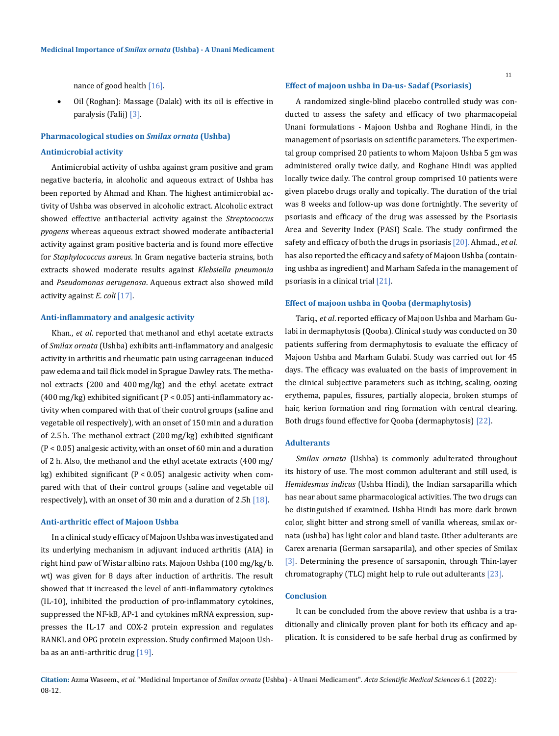nance of good health [16].

- Oil (Roghan): Massage (Dalak) with its oil is effective in paralysis (Falij) [3].

### Pharmacological studies on *Smilax ornata* (Ushba)

#### Antimicrobial activity

Antimicrobial activity of ushba against gram positive and gram negative bacteria, in alcoholic and aqueous extract of Ushba has been reported by Ahmad and Khan. The highest antimicrobial activity of Ushba was observed in alcoholic extract. Alcoholic extract showed effective antibacterial activity against the *Streptococcus pyogens* whereas aqueous extract showed moderate antibacterial activity against gram positive bacteria and is found more effective for *Staphylococcus aureus*. In Gram negative bacteria strains, both extracts showed moderate results against *Klebsiella pneumonia* and *Pseudomonas aerugenosa*. Aqueous extract also showed mild activity against *E. coli* [17].

#### Anti-inflammatory and analgesic activity

Khan., *et al*. reported that methanol and ethyl acetate extracts of *Smilax ornata* (Ushba) exhibits anti-inflammatory and analgesic activity in arthritis and rheumatic pain using carrageenan induced paw edema and tail flick model in Sprague Dawley rats. The methanol extracts (200 and 400 mg/kg) and the ethyl acetate extract (400 mg/kg) exhibited significant ($P < 0.05$) anti-inflammatory activity when compared with that of their control groups (saline and vegetable oil respectively), with an onset of 150 min and a duration of 2.5 h. The methanol extract (200 mg/kg) exhibited significant ($P < 0.05$) analgesic activity, with an onset of 60 min and a duration of 2 h. Also, the methanol and the ethyl acetate extracts (400 mg/kg) exhibited significant ($P < 0.05$) analgesic activity when compared with that of their control groups (saline and vegetable oil respectively), with an onset of 30 min and a duration of 2.5h [18].

#### Anti-arthritic effect of Majoon Ushba

In a clinical study efficacy of Majoon Ushba was investigated and its underlying mechanism in adjuvant induced arthritis (AIA) in right hind paw of Wistar albino rats. Majoon Ushba (100 mg/kg/b.wt) was given for 8 days after induction of arthritis. The result showed that it increased the level of anti-inflammatory cytokines (IL-10), inhibited the production of pro-inflammatory cytokines, suppressed the NF-kB, AP-1 and cytokines mRNA expression, suppresses the IL-17 and COX-2 protein expression and regulates RANKL and OPG protein expression. Study confirmed Majoon Ushba as an anti-arthritic drug [19].

#### Effect of majoon ushba in Da-us- Sadaf (Psoriasis)

A randomized single-blind placebo controlled study was conducted to assess the safety and efficacy of two pharmacopeial Unani formulations - Majoon Ushba and Roghane Hindi, in the management of psoriasis on scientific parameters. The experimental group comprised 20 patients to whom Majoon Ushba 5 gm was administered orally twice daily, and Roghane Hindi was applied locally twice daily. The control group comprised 10 patients were given placebo drugs orally and topically. The duration of the trial was 8 weeks and follow-up was done fortnightly. The severity of psoriasis and efficacy of the drug was assessed by the Psoriasis Area and Severity Index (PASI) Scale. The study confirmed the safety and efficacy of both the drugs in psoriasis [20]. Ahmad., *et al*. has also reported the efficacy and safety of Majoon Ushba (containing ushba as ingredient) and Marham Safeda in the management of psoriasis in a clinical trial [21].

#### Effect of majoon ushba in Qooba (dermaphytosis)

Tariq., *et al*. reported efficacy of Majoon Ushba and Marham Gulabi in dermaphytosis (Qooba). Clinical study was conducted on 30 patients suffering from dermaphytosis to evaluate the efficacy of Majoon Ushba and Marham Gulabi. Study was carried out for 45 days. The efficacy was evaluated on the basis of improvement in the clinical subjective parameters such as itching, scaling, oozing erythema, papules, fissures, partially alopecia, broken stumps of hair, kerion formation and ring formation with central clearing. Both drugs found effective for Qooba (dermaphytosis) [22].

### Adulterants

*Smilax ornata* (Ushba) is commonly adulterated throughout its history of use. The most common adulterant and still used, is *Hemidesmus indicus* (Ushba Hindi), the Indian sarsaparilla which has near about same pharmacological activities. The two drugs can be distinguished if examined. Ushba Hindi has more dark brown color, slight bitter and strong smell of vanilla whereas, smilax ornata (ushba) has light color and bland taste. Other adulterants are Carex arenaria (German sarsaparila), and other species of Smilax [3]. Determining the presence of sarsaponin, through Thin-layer chromatography (TLC) might help to rule out adulterants [23].

### Conclusion

It can be concluded from the above review that ushba is a traditionally and clinically proven plant for both its efficacy and application. It is considered to be safe herbal drug as confirmed by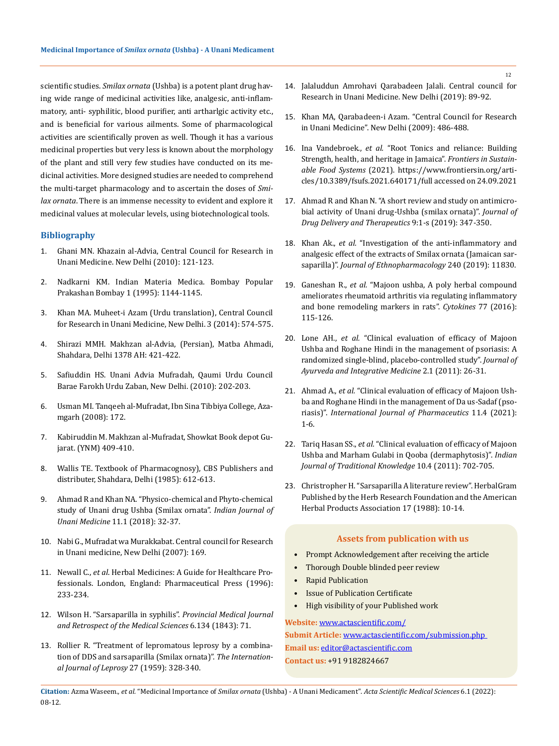scientific studies. *Smilax ornata* (Ushba) is a potent plant drug having wide range of medicinal activities like, analgesic, anti-inflammatory, anti- syphilitic, blood purifier, anti artharlgic activity etc., and is beneficial for various ailments. Some of pharmacological activities are scientifically proven as well. Though it has a various medicinal properties but very less is known about the morphology of the plant and still very few studies have conducted on its medicinal activities. More designed studies are needed to comprehend the multi-target pharmacology and to ascertain the doses of *Smilax ornata*. There is an immense necessity to evident and explore it medicinal values at molecular levels, using biotechnological tools.

## Bibliography

1. Ghani MN. Khazain al-Advia, Central Council for Research in Unani Medicine. New Delhi (2010): 121-123.
2. Nadkarni KM. Indian Materia Medica. Bombay Popular Prakashan Bombay 1 (1995): 1144-1145.
3. Khan MA. Muheet-i Azam (Urdu translation), Central Council for Research in Unani Medicine, New Delhi. 3 (2014): 574-575.
4. Shirazi MMH. Makhzan al-Advia, (Persian), Matba Ahmadi, Shahdara, Delhi 1378 AH: 421-422.
5. Safiuddin HS. Unani Advia Mufradah, Qaumi Urdu Council Barae Farokh Urdu Zaban, New Delhi. (2010): 202-203.
6. Usman MI. Tanqeeh al-Mufradat, Ibn Sina Tibbiya College, Azamgarh (2008): 172.
7. Kabiruddin M. Makhzan al-Mufradat, Showkat Book depot Gujarat. (YNM) 409-410.
8. Wallis TE. Textbook of Pharmacognosy), CBS Publishers and distributer, Shahdara, Delhi (1985): 612-613.
9. Ahmad R and Khan NA. "Physico-chemical and Phyto-chemical study of Unani drug Ushba (Smilax ornata". *Indian Journal of Unani Medicine* 11.1 (2018): 32-37.
10. Nabi G., Mufradat wa Murakkabat. Central council for Research in Unani medicine, New Delhi (2007): 169.
11. Newall C., *et al.* Herbal Medicines: A Guide for Healthcare Professionals. London, England: Pharmaceutical Press (1996): 233-234.
12. Wilson H. "Sarsaparilla in syphilis". *Provincial Medical Journal and Retrospect of the Medical Sciences* 6.134 (1843): 71.
13. Rollier R. "Treatment of lepromatous leprosy by a combination of DDS and sarsaparilla (Smilax ornata)". *The International Journal of Leprosy* 27 (1959): 328-340.
14. Jalaluddun Amrohavi Qarabadeen Jalali. Central council for Research in Unani Medicine. New Delhi (2019): 89-92.
15. Khan MA, Qarabadeen-i Azam. "Central Council for Research in Unani Medicine". New Delhi (2009): 486-488.
16. Ina Vandebroek., *et al.* "Root Tonics and reliance: Building Strength, health, and heritage in Jamaica". *Frontiers in Sustainable Food Systems* (2021). https://www.frontiersin.org/articles/10.3389/fsufs.2021.640171/full accessed on 24.09.2021
17. Ahmad R and Khan N. "A short review and study on antimicrobial activity of Unani drug-Ushba (smilax ornata)". *Journal of Drug Delivery and Therapeutics* 9:1-s (2019): 347-350.
18. Khan Ak., *et al.* "Investigation of the anti-inflammatory and analgesic effect of the extracts of Smilax ornata (Jamaican sarsaparilla)". *Journal of Ethnopharmacology* 240 (2019): 11830.
19. Ganeshan R., *et al.* "Majoon ushba, A poly herbal compound ameliorates rheumatoid arthritis via regulating inflammatory and bone remodeling markers in rats". *Cytokines* 77 (2016): 115-126.
20. Lone AH., *et al.* "Clinical evaluation of efficacy of Majoon Ushba and Roghane Hindi in the management of psoriasis: A randomized single-blind, placebo-controlled study". *Journal of Ayurveda and Integrative Medicine* 2.1 (2011): 26-31.
21. Ahmad A., *et al.* "Clinical evaluation of efficacy of Majoon Ushba and Roghane Hindi in the management of Da us-Sadaf (psoriasis)". *International Journal of Pharmaceutics* 11.4 (2021): 1-6.
22. Tariq Hasan SS., *et al.* "Clinical evaluation of efficacy of Majoon Ushba and Marham Gulabi in Qooba (dermaphytosis)". *Indian Journal of Traditional Knowledge* 10.4 (2011): 702-705.
23. Christropher H. "Sarsaparilla A literature review". HerbalGram Published by the Herb Research Foundation and the American Herbal Products Association 17 (1988): 10-14.

### Assets from publication with us

- Prompt Acknowledgement after receiving the article
- Thorough Double blinded peer review
- Rapid Publication
- Issue of Publication Certificate
- High visibility of your Published work

**Website:** www.actascientific.com/
**Submit Article:** www.actascientific.com/submission.php
**Email us:** editor@actascientific.com
**Contact us:** +91 9182824667